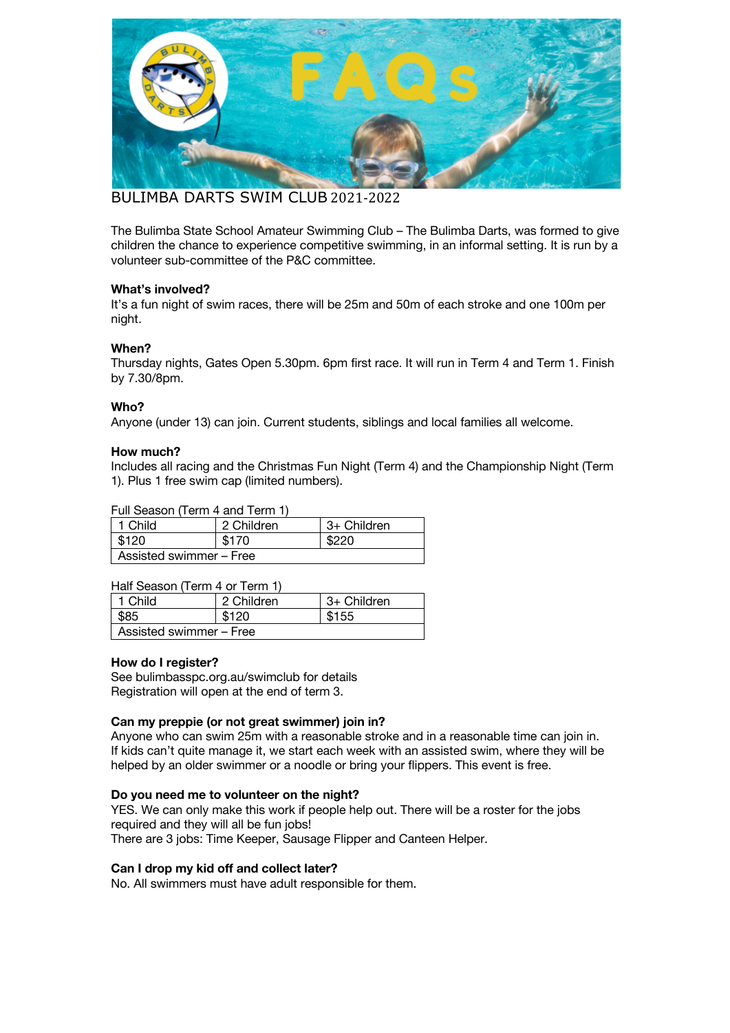# BULIMBA DARTS SWIM CLUB 2021-2022

The Bulimba State School Amateur Swimming Club – The Bulimba Darts, was formed to give children the chance to experience competitive swimming, in an informal setting. It is run by a volunteer sub-committee of the P&C committee.

**What's involved?**
It's a fun night of swim races, there will be 25m and 50m of each stroke and one 100m per night.

**When?**
Thursday nights, Gates Open 5.30pm. 6pm first race. It will run in Term 4 and Term 1. Finish by 7.30/8pm.

**Who?**
Anyone (under 13) can join. Current students, siblings and local families all welcome.

**How much?**
Includes all racing and the Christmas Fun Night (Term 4) and the Championship Night (Term 1). Plus 1 free swim cap (limited numbers).

Full Season (Term 4 and Term 1)

| 1 Child | 2 Children | 3+ Children |
|---|---|---|
| $120 | $170 | $220 |
| Assisted swimmer – Free | | |

Half Season (Term 4 or Term 1)

| 1 Child | 2 Children | 3+ Children |
|---|---|---|
| $85 | $120 | $155 |
| Assisted swimmer – Free | | |

**How do I register?**
See bulimbasspc.org.au/swimclub for details
Registration will open at the end of term 3.

**Can my preppie (or not great swimmer) join in?**
Anyone who can swim 25m with a reasonable stroke and in a reasonable time can join in. If kids can't quite manage it, we start each week with an assisted swim, where they will be helped by an older swimmer or a noodle or bring your flippers. This event is free.

**Do you need me to volunteer on the night?**
YES. We can only make this work if people help out. There will be a roster for the jobs required and they will all be fun jobs!
There are 3 jobs: Time Keeper, Sausage Flipper and Canteen Helper.

**Can I drop my kid off and collect later?**
No. All swimmers must have adult responsible for them.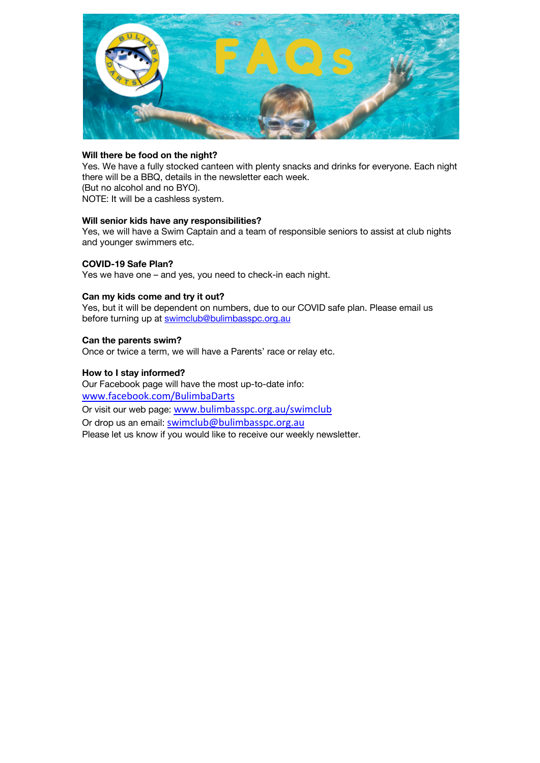# FAQs

**Will there be food on the night?**
Yes. We have a fully stocked canteen with plenty snacks and drinks for everyone. Each night there will be a BBQ, details in the newsletter each week.
(But no alcohol and no BYO).
NOTE: It will be a cashless system.

**Will senior kids have any responsibilities?**
Yes, we will have a Swim Captain and a team of responsible seniors to assist at club nights and younger swimmers etc.

**COVID-19 Safe Plan?**
Yes we have one – and yes, you need to check-in each night.

**Can my kids come and try it out?**
Yes, but it will be dependent on numbers, due to our COVID safe plan. Please email us before turning up at swimclub@bulimbasspc.org.au

**Can the parents swim?**
Once or twice a term, we will have a Parents' race or relay etc.

**How to I stay informed?**
Our Facebook page will have the most up-to-date info:
www.facebook.com/BulimbaDarts
Or visit our web page: www.bulimbasspc.org.au/swimclub
Or drop us an email: swimclub@bulimbasspc.org.au
Please let us know if you would like to receive our weekly newsletter.